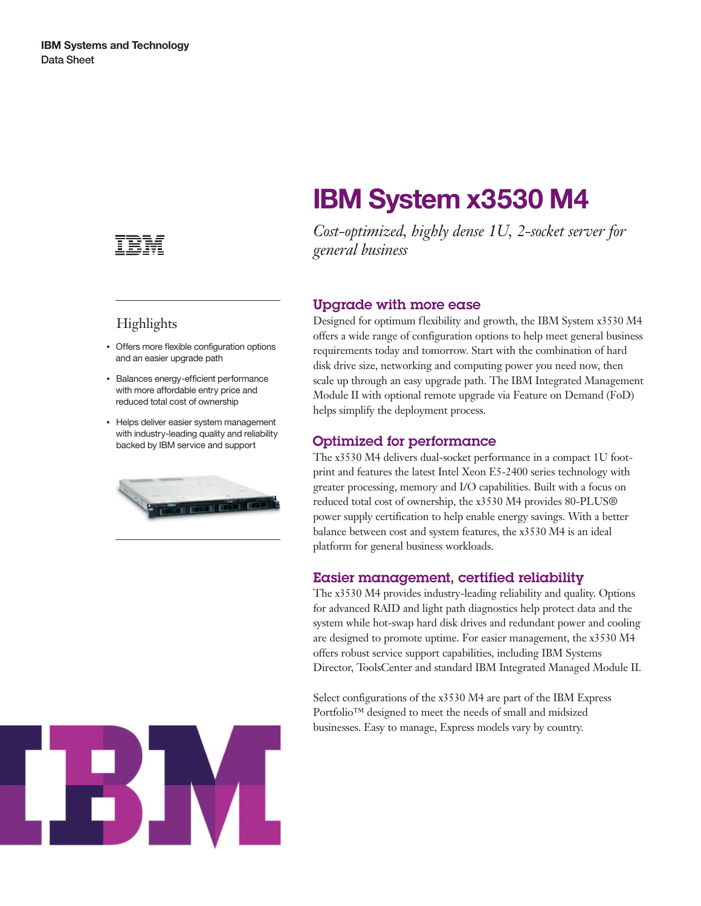IBM Systems and Technology
Data Sheet

# IBM System x3530 M4

*Cost-optimized, highly dense 1U, 2-socket server for general business*

## Highlights

- Offers more flexible configuration options and an easier upgrade path
- Balances energy-efficient performance with more affordable entry price and reduced total cost of ownership
- Helps deliver easier system management with industry-leading quality and reliability backed by IBM service and support

## Upgrade with more ease

Designed for optimum flexibility and growth, the IBM System x3530 M4 offers a wide range of configuration options to help meet general business requirements today and tomorrow. Start with the combination of hard disk drive size, networking and computing power you need now, then scale up through an easy upgrade path. The IBM Integrated Management Module II with optional remote upgrade via Feature on Demand (FoD) helps simplify the deployment process.

## Optimized for performance

The x3530 M4 delivers dual-socket performance in a compact 1U footprint and features the latest Intel Xeon E5-2400 series technology with greater processing, memory and I/O capabilities. Built with a focus on reduced total cost of ownership, the x3530 M4 provides 80-PLUS® power supply certification to help enable energy savings. With a better balance between cost and system features, the x3530 M4 is an ideal platform for general business workloads.

## Easier management, certified reliability

The x3530 M4 provides industry-leading reliability and quality. Options for advanced RAID and light path diagnostics help protect data and the system while hot-swap hard disk drives and redundant power and cooling are designed to promote uptime. For easier management, the x3530 M4 offers robust service support capabilities, including IBM Systems Director, ToolsCenter and standard IBM Integrated Managed Module II.

Select configurations of the x3530 M4 are part of the IBM Express Portfolio™ designed to meet the needs of small and midsized businesses. Easy to manage, Express models vary by country.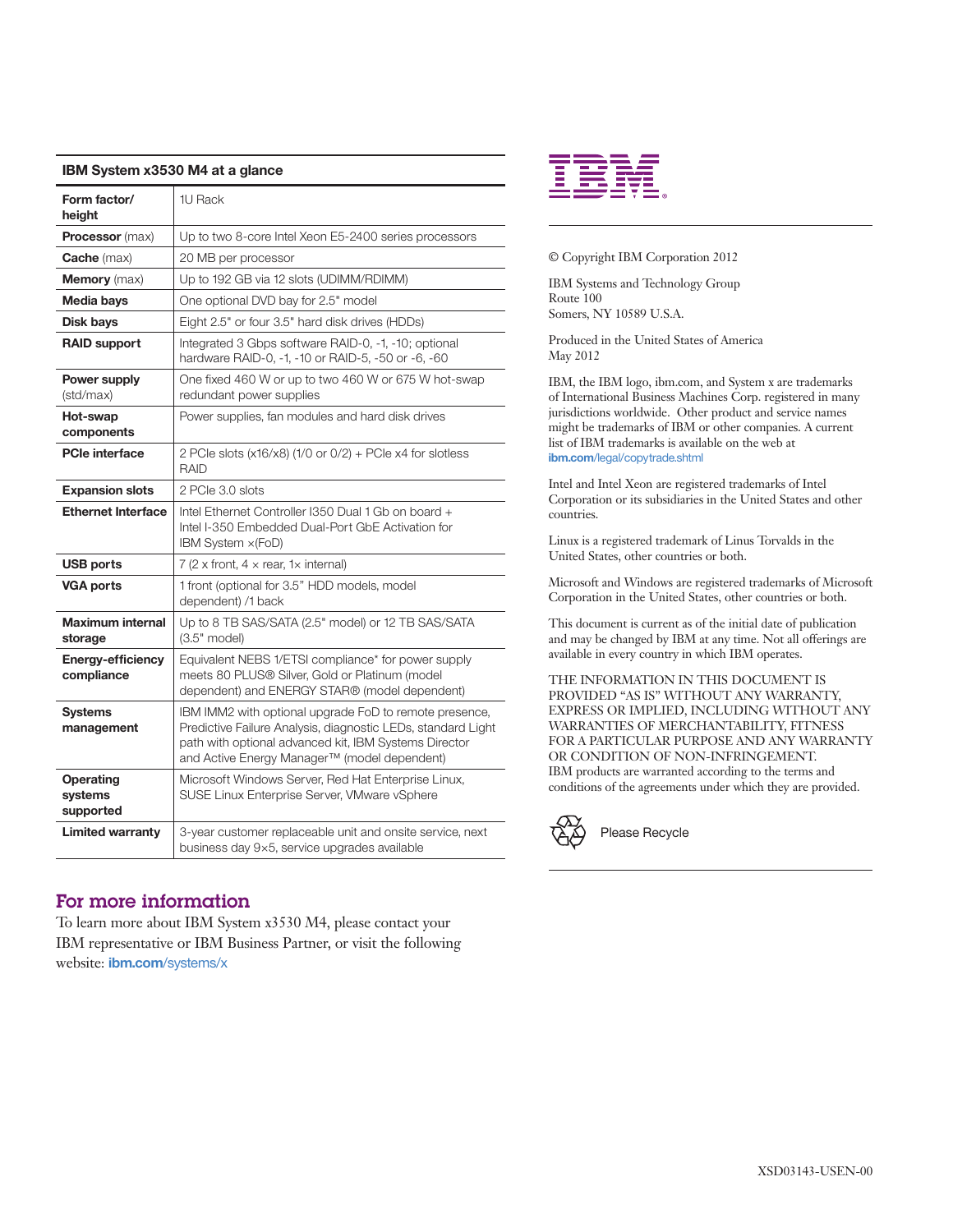| IBM System x3530 M4 at a glance | |
|---|---|
| **Form factor/ height** | 1U Rack |
| **Processor** (max) | Up to two 8-core Intel Xeon E5-2400 series processors |
| **Cache** (max) | 20 MB per processor |
| **Memory** (max) | Up to 192 GB via 12 slots (UDIMM/RDIMM) |
| **Media bays** | One optional DVD bay for 2.5" model |
| **Disk bays** | Eight 2.5" or four 3.5" hard disk drives (HDDs) |
| **RAID support** | Integrated 3 Gbps software RAID-0, -1, -10; optional hardware RAID-0, -1, -10 or RAID-5, -50 or -6, -60 |
| **Power supply** (std/max) | One fixed 460 W or up to two 460 W or 675 W hot-swap redundant power supplies |
| **Hot-swap components** | Power supplies, fan modules and hard disk drives |
| **PCIe interface** | 2 PCIe slots (x16/x8) (1/0 or 0/2) + PCIe x4 for slotless RAID |
| **Expansion slots** | 2 PCIe 3.0 slots |
| **Ethernet Interface** | Intel Ethernet Controller I350 Dual 1 Gb on board + Intel I-350 Embedded Dual-Port GbE Activation for IBM System ×(FoD) |
| **USB ports** | 7 (2 x front, 4 × rear, 1× internal) |
| **VGA ports** | 1 front (optional for 3.5" HDD models, model dependent) /1 back |
| **Maximum internal storage** | Up to 8 TB SAS/SATA (2.5" model) or 12 TB SAS/SATA (3.5" model) |
| **Energy-efficiency compliance** | Equivalent NEBS 1/ETSI compliance* for power supply meets 80 PLUS® Silver, Gold or Platinum (model dependent) and ENERGY STAR® (model dependent) |
| **Systems management** | IBM IMM2 with optional upgrade FoD to remote presence, Predictive Failure Analysis, diagnostic LEDs, standard Light path with optional advanced kit, IBM Systems Director and Active Energy Manager™ (model dependent) |
| **Operating systems supported** | Microsoft Windows Server, Red Hat Enterprise Linux, SUSE Linux Enterprise Server, VMware vSphere |
| **Limited warranty** | 3-year customer replaceable unit and onsite service, next business day 9×5, service upgrades available |

## For more information

To learn more about IBM System x3530 M4, please contact your IBM representative or IBM Business Partner, or visit the following website: **ibm.com**/systems/x

IBM

© Copyright IBM Corporation 2012

IBM Systems and Technology Group
Route 100
Somers, NY 10589 U.S.A.

Produced in the United States of America
May 2012

IBM, the IBM logo, ibm.com, and System x are trademarks of International Business Machines Corp. registered in many jurisdictions worldwide. Other product and service names might be trademarks of IBM or other companies. A current list of IBM trademarks is available on the web at **ibm.com**/legal/copytrade.shtml

Intel and Intel Xeon are registered trademarks of Intel Corporation or its subsidiaries in the United States and other countries.

Linux is a registered trademark of Linus Torvalds in the United States, other countries or both.

Microsoft and Windows are registered trademarks of Microsoft Corporation in the United States, other countries or both.

This document is current as of the initial date of publication and may be changed by IBM at any time. Not all offerings are available in every country in which IBM operates.

THE INFORMATION IN THIS DOCUMENT IS PROVIDED "AS IS" WITHOUT ANY WARRANTY, EXPRESS OR IMPLIED, INCLUDING WITHOUT ANY WARRANTIES OF MERCHANTABILITY, FITNESS FOR A PARTICULAR PURPOSE AND ANY WARRANTY OR CONDITION OF NON-INFRINGEMENT.
IBM products are warranted according to the terms and conditions of the agreements under which they are provided.

Please Recycle

XSD03143-USEN-00